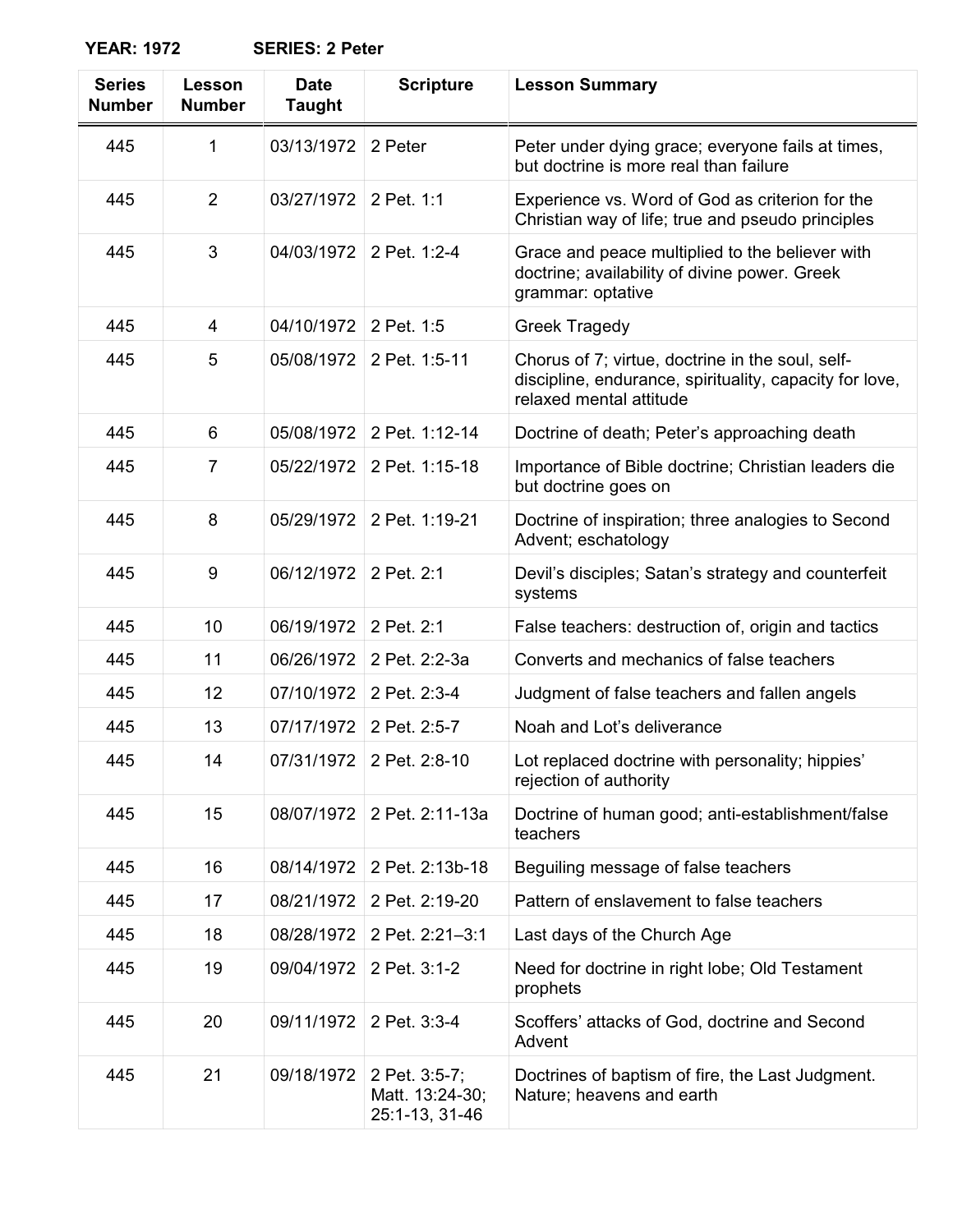**YEAR: 1972 SERIES: 2 Peter**

| Series Number | Lesson Number | Date Taught | Scripture | Lesson Summary |
|---|---|---|---|---|
| 445 | 1 | 03/13/1972 | 2 Peter | Peter under dying grace; everyone fails at times, but doctrine is more real than failure |
| 445 | 2 | 03/27/1972 | 2 Pet. 1:1 | Experience vs. Word of God as criterion for the Christian way of life; true and pseudo principles |
| 445 | 3 | 04/03/1972 | 2 Pet. 1:2-4 | Grace and peace multiplied to the believer with doctrine; availability of divine power. Greek grammar: optative |
| 445 | 4 | 04/10/1972 | 2 Pet. 1:5 | Greek Tragedy |
| 445 | 5 | 05/08/1972 | 2 Pet. 1:5-11 | Chorus of 7; virtue, doctrine in the soul, self-discipline, endurance, spirituality, capacity for love, relaxed mental attitude |
| 445 | 6 | 05/08/1972 | 2 Pet. 1:12-14 | Doctrine of death; Peter's approaching death |
| 445 | 7 | 05/22/1972 | 2 Pet. 1:15-18 | Importance of Bible doctrine; Christian leaders die but doctrine goes on |
| 445 | 8 | 05/29/1972 | 2 Pet. 1:19-21 | Doctrine of inspiration; three analogies to Second Advent; eschatology |
| 445 | 9 | 06/12/1972 | 2 Pet. 2:1 | Devil's disciples; Satan's strategy and counterfeit systems |
| 445 | 10 | 06/19/1972 | 2 Pet. 2:1 | False teachers: destruction of, origin and tactics |
| 445 | 11 | 06/26/1972 | 2 Pet. 2:2-3a | Converts and mechanics of false teachers |
| 445 | 12 | 07/10/1972 | 2 Pet. 2:3-4 | Judgment of false teachers and fallen angels |
| 445 | 13 | 07/17/1972 | 2 Pet. 2:5-7 | Noah and Lot's deliverance |
| 445 | 14 | 07/31/1972 | 2 Pet. 2:8-10 | Lot replaced doctrine with personality; hippies' rejection of authority |
| 445 | 15 | 08/07/1972 | 2 Pet. 2:11-13a | Doctrine of human good; anti-establishment/false teachers |
| 445 | 16 | 08/14/1972 | 2 Pet. 2:13b-18 | Beguiling message of false teachers |
| 445 | 17 | 08/21/1972 | 2 Pet. 2:19-20 | Pattern of enslavement to false teachers |
| 445 | 18 | 08/28/1972 | 2 Pet. 2:21–3:1 | Last days of the Church Age |
| 445 | 19 | 09/04/1972 | 2 Pet. 3:1-2 | Need for doctrine in right lobe; Old Testament prophets |
| 445 | 20 | 09/11/1972 | 2 Pet. 3:3-4 | Scoffers' attacks of God, doctrine and Second Advent |
| 445 | 21 | 09/18/1972 | 2 Pet. 3:5-7; Matt. 13:24-30; 25:1-13, 31-46 | Doctrines of baptism of fire, the Last Judgment. Nature; heavens and earth |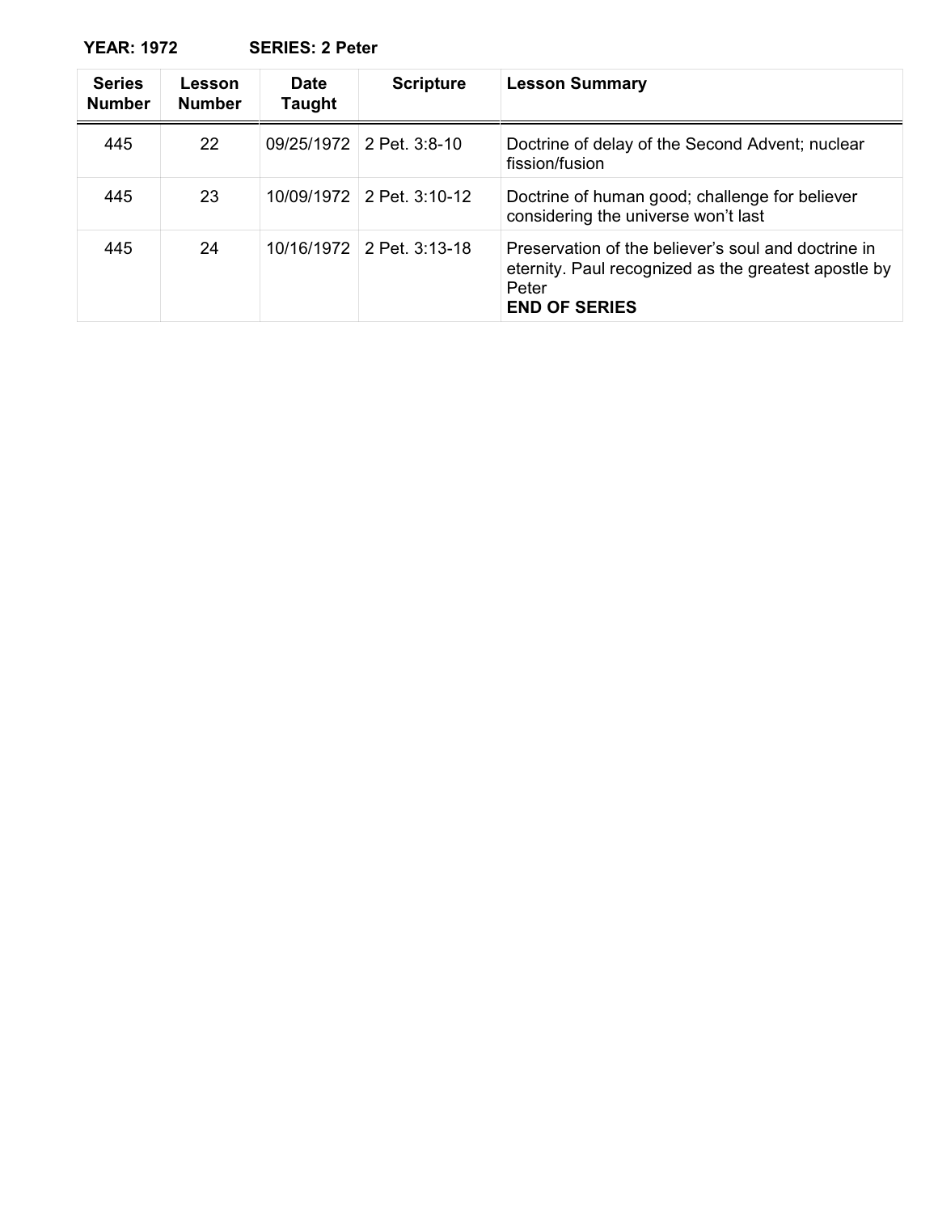**YEAR: 1972 SERIES: 2 Peter**

| Series Number | Lesson Number | Date Taught | Scripture | Lesson Summary |
|---|---|---|---|---|
| 445 | 22 | 09/25/1972 | 2 Pet. 3:8-10 | Doctrine of delay of the Second Advent; nuclear fission/fusion |
| 445 | 23 | 10/09/1972 | 2 Pet. 3:10-12 | Doctrine of human good; challenge for believer considering the universe won't last |
| 445 | 24 | 10/16/1972 | 2 Pet. 3:13-18 | Preservation of the believer's soul and doctrine in eternity. Paul recognized as the greatest apostle by Peter **END OF SERIES** |